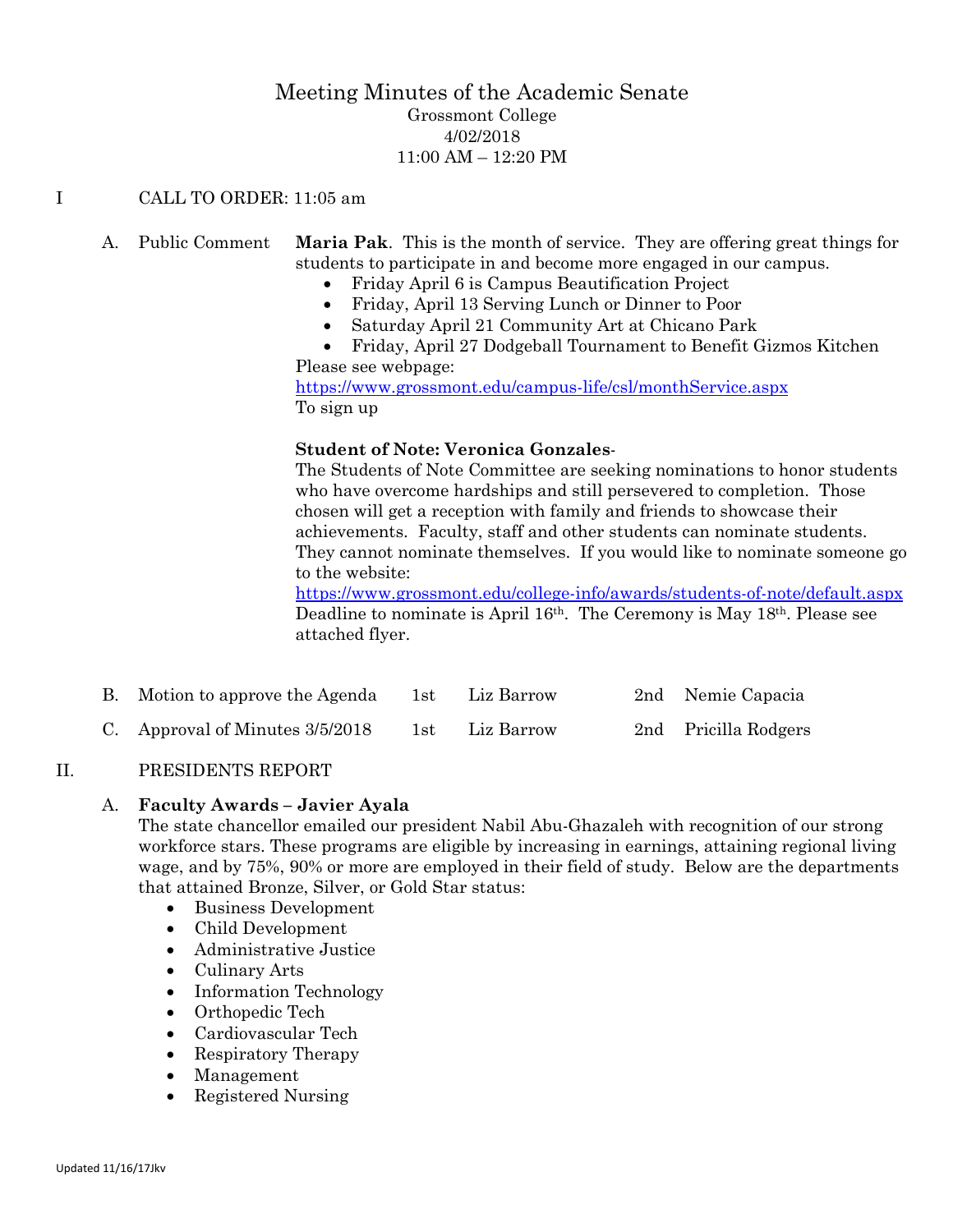# Meeting Minutes of the Academic Senate

Grossmont College
4/02/2018
11:00 AM – 12:20 PM

I CALL TO ORDER: 11:05 am

A. Public Comment

**Maria Pak**. This is the month of service. They are offering great things for students to participate in and become more engaged in our campus.

- Friday April 6 is Campus Beautification Project
- Friday, April 13 Serving Lunch or Dinner to Poor
- Saturday April 21 Community Art at Chicano Park
- Friday, April 27 Dodgeball Tournament to Benefit Gizmos Kitchen

Please see webpage:
https://www.grossmont.edu/campus-life/csl/monthService.aspx
To sign up

**Student of Note: Veronica Gonzales**-
The Students of Note Committee are seeking nominations to honor students who have overcome hardships and still persevered to completion. Those chosen will get a reception with family and friends to showcase their achievements. Faculty, staff and other students can nominate students. They cannot nominate themselves. If you would like to nominate someone go to the website:
https://www.grossmont.edu/college-info/awards/students-of-note/default.aspx
Deadline to nominate is April 16th. The Ceremony is May 18th. Please see attached flyer.

B. Motion to approve the Agenda 1st Liz Barrow 2nd Nemie Capacia

C. Approval of Minutes 3/5/2018 1st Liz Barrow 2nd Pricilla Rodgers

II. PRESIDENTS REPORT

A. **Faculty Awards – Javier Ayala**

The state chancellor emailed our president Nabil Abu-Ghazaleh with recognition of our strong workforce stars. These programs are eligible by increasing in earnings, attaining regional living wage, and by 75%, 90% or more are employed in their field of study. Below are the departments that attained Bronze, Silver, or Gold Star status:

- Business Development
- Child Development
- Administrative Justice
- Culinary Arts
- Information Technology
- Orthopedic Tech
- Cardiovascular Tech
- Respiratory Therapy
- Management
- Registered Nursing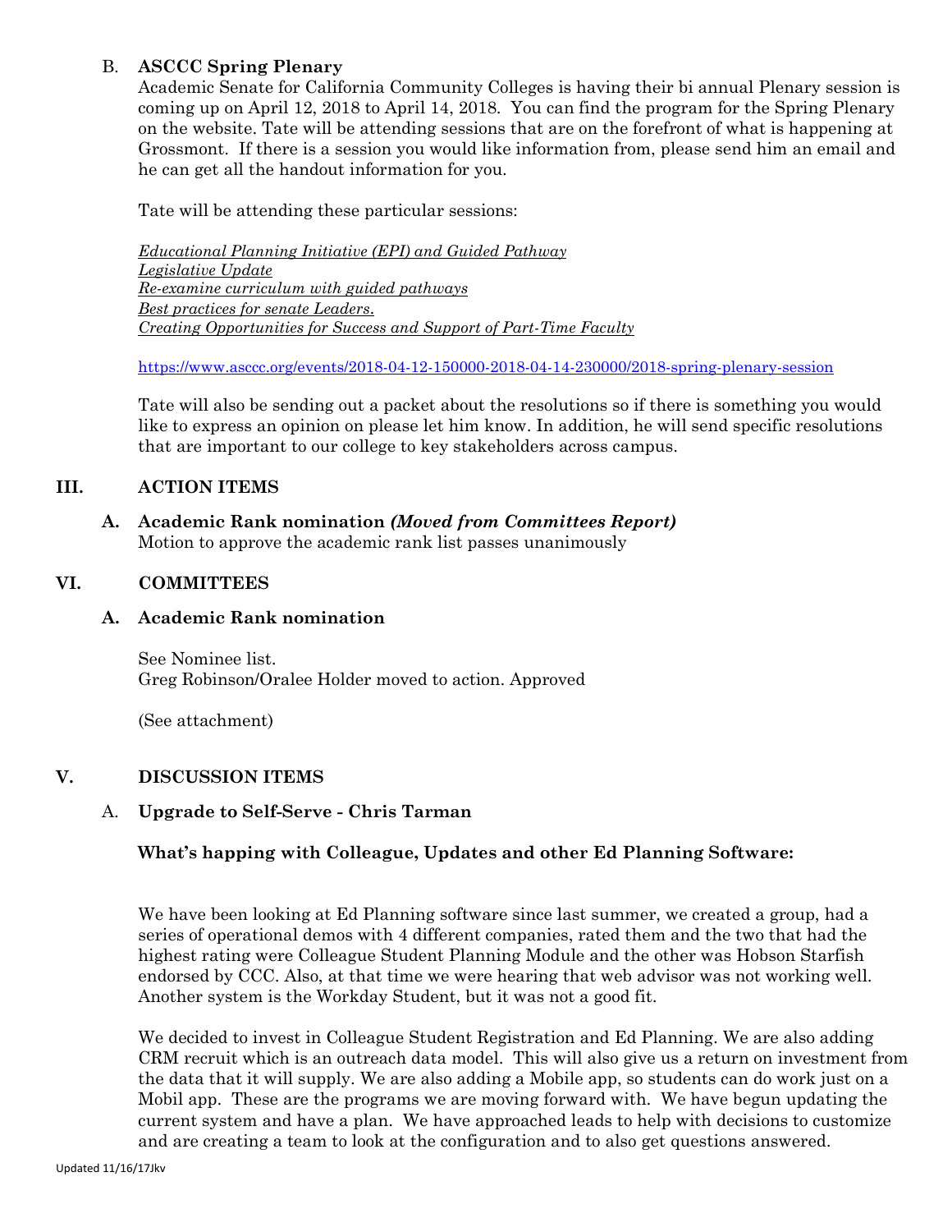B. **ASCCC Spring Plenary**

Academic Senate for California Community Colleges is having their bi annual Plenary session is coming up on April 12, 2018 to April 14, 2018. You can find the program for the Spring Plenary on the website. Tate will be attending sessions that are on the forefront of what is happening at Grossmont. If there is a session you would like information from, please send him an email and he can get all the handout information for you.

Tate will be attending these particular sessions:

*Educational Planning Initiative (EPI) and Guided Pathway*
*Legislative Update*
*Re-examine curriculum with guided pathways*
*Best practices for senate Leaders.*
*Creating Opportunities for Success and Support of Part-Time Faculty*

https://www.asccc.org/events/2018-04-12-150000-2018-04-14-230000/2018-spring-plenary-session

Tate will also be sending out a packet about the resolutions so if there is something you would like to express an opinion on please let him know. In addition, he will send specific resolutions that are important to our college to key stakeholders across campus.

## III. ACTION ITEMS

**A. Academic Rank nomination *(Moved from Committees Report)***

Motion to approve the academic rank list passes unanimously

## VI. COMMITTEES

**A. Academic Rank nomination**

See Nominee list.
Greg Robinson/Oralee Holder moved to action. Approved

(See attachment)

## V. DISCUSSION ITEMS

A. **Upgrade to Self-Serve - Chris Tarman**

**What's happing with Colleague, Updates and other Ed Planning Software:**

We have been looking at Ed Planning software since last summer, we created a group, had a series of operational demos with 4 different companies, rated them and the two that had the highest rating were Colleague Student Planning Module and the other was Hobson Starfish endorsed by CCC. Also, at that time we were hearing that web advisor was not working well. Another system is the Workday Student, but it was not a good fit.

We decided to invest in Colleague Student Registration and Ed Planning. We are also adding CRM recruit which is an outreach data model. This will also give us a return on investment from the data that it will supply. We are also adding a Mobile app, so students can do work just on a Mobil app. These are the programs we are moving forward with. We have begun updating the current system and have a plan. We have approached leads to help with decisions to customize and are creating a team to look at the configuration and to also get questions answered.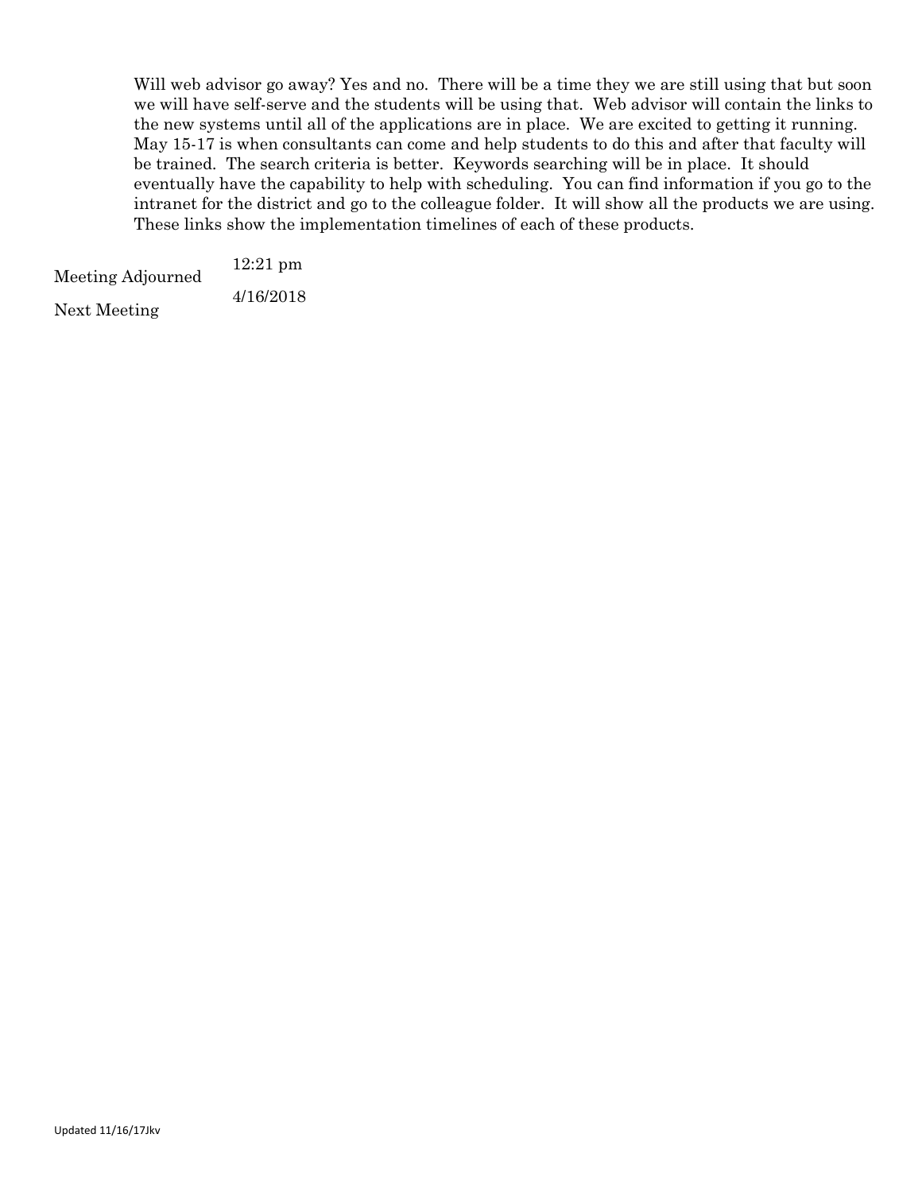Will web advisor go away? Yes and no. There will be a time they we are still using that but soon we will have self-serve and the students will be using that. Web advisor will contain the links to the new systems until all of the applications are in place. We are excited to getting it running. May 15-17 is when consultants can come and help students to do this and after that faculty will be trained. The search criteria is better. Keywords searching will be in place. It should eventually have the capability to help with scheduling. You can find information if you go to the intranet for the district and go to the colleague folder. It will show all the products we are using. These links show the implementation timelines of each of these products.

| | |
|---|---|
| Meeting Adjourned | 12:21 pm |
| Next Meeting | 4/16/2018 |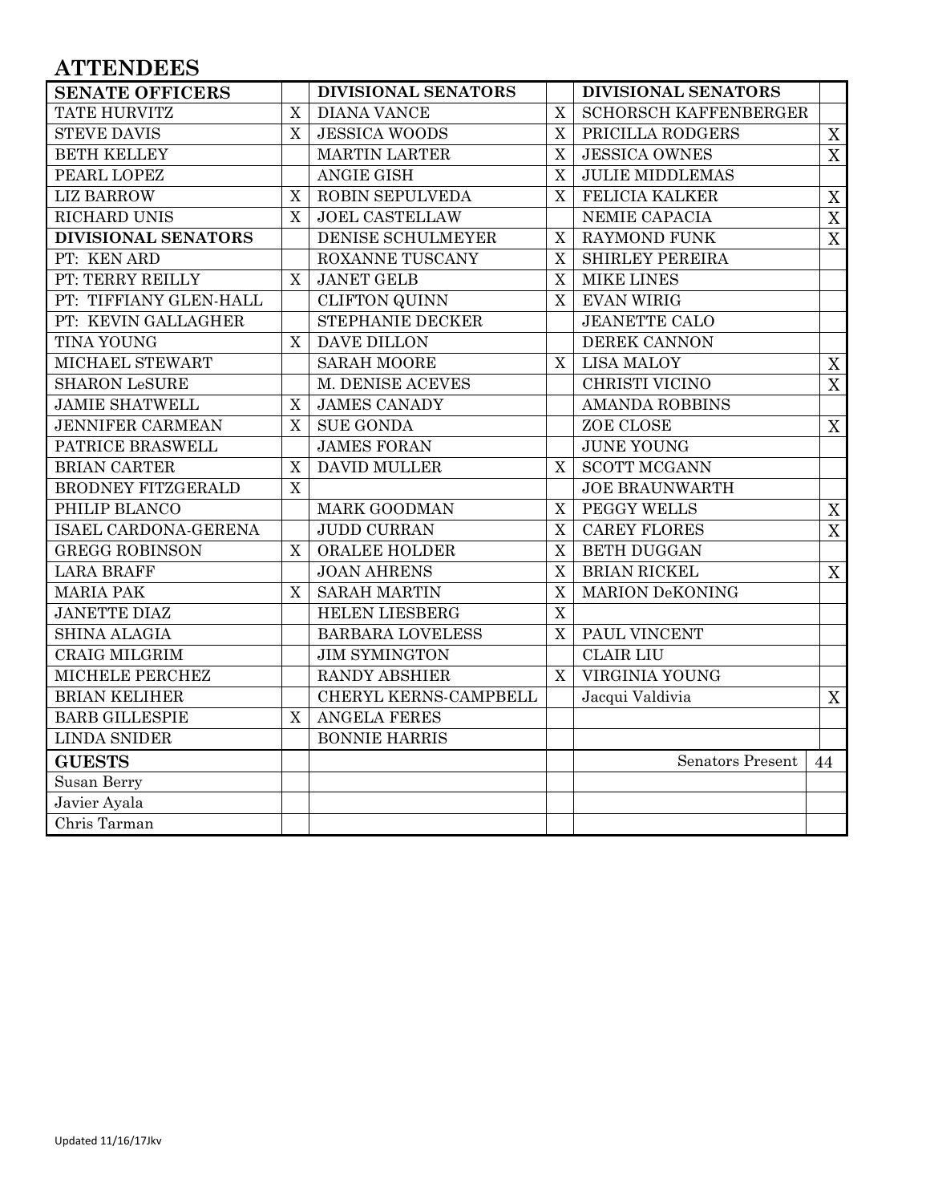## ATTENDEES

| SENATE OFFICERS | | DIVISIONAL SENATORS | | DIVISIONAL SENATORS | |
|---|---|---|---|---|---|
| TATE HURVITZ | X | DIANA VANCE | X | SCHORSCH KAFFENBERGER | |
| STEVE DAVIS | X | JESSICA WOODS | X | PRICILLA RODGERS | X |
| BETH KELLEY | | MARTIN LARTER | X | JESSICA OWNES | X |
| PEARL LOPEZ | | ANGIE GISH | X | JULIE MIDDLEMAS | |
| LIZ BARROW | X | ROBIN SEPULVEDA | X | FELICIA KALKER | X |
| RICHARD UNIS | X | JOEL CASTELLAW | | NEMIE CAPACIA | X |
| **DIVISIONAL SENATORS** | | DENISE SCHULMEYER | X | RAYMOND FUNK | X |
| PT: KEN ARD | | ROXANNE TUSCANY | X | SHIRLEY PEREIRA | |
| PT: TERRY REILLY | X | JANET GELB | X | MIKE LINES | |
| PT: TIFFIANY GLEN-HALL | | CLIFTON QUINN | X | EVAN WIRIG | |
| PT: KEVIN GALLAGHER | | STEPHANIE DECKER | | JEANETTE CALO | |
| TINA YOUNG | X | DAVE DILLON | | DEREK CANNON | |
| MICHAEL STEWART | | SARAH MOORE | X | LISA MALOY | X |
| SHARON LeSURE | | M. DENISE ACEVES | | CHRISTI VICINO | X |
| JAMIE SHATWELL | X | JAMES CANADY | | AMANDA ROBBINS | |
| JENNIFER CARMEAN | X | SUE GONDA | | ZOE CLOSE | X |
| PATRICE BRASWELL | | JAMES FORAN | | JUNE YOUNG | |
| BRIAN CARTER | X | DAVID MULLER | X | SCOTT MCGANN | |
| BRODNEY FITZGERALD | X | | | JOE BRAUNWARTH | |
| PHILIP BLANCO | | MARK GOODMAN | X | PEGGY WELLS | X |
| ISAEL CARDONA-GERENA | | JUDD CURRAN | X | CAREY FLORES | X |
| GREGG ROBINSON | X | ORALEE HOLDER | X | BETH DUGGAN | |
| LARA BRAFF | | JOAN AHRENS | X | BRIAN RICKEL | X |
| MARIA PAK | X | SARAH MARTIN | X | MARION DeKONING | |
| JANETTE DIAZ | | HELEN LIESBERG | X | | |
| SHINA ALAGIA | | BARBARA LOVELESS | X | PAUL VINCENT | |
| CRAIG MILGRIM | | JIM SYMINGTON | | CLAIR LIU | |
| MICHELE PERCHEZ | | RANDY ABSHIER | X | VIRGINIA YOUNG | |
| BRIAN KELIHER | | CHERYL KERNS-CAMPBELL | | Jacqui Valdivia | X |
| BARB GILLESPIE | X | ANGELA FERES | | | |
| LINDA SNIDER | | BONNIE HARRIS | | | |
| **GUESTS** | | | | Senators Present | 44 |
| Susan Berry | | | | | |
| Javier Ayala | | | | | |
| Chris Tarman | | | | | |

Updated 11/16/17Jkv